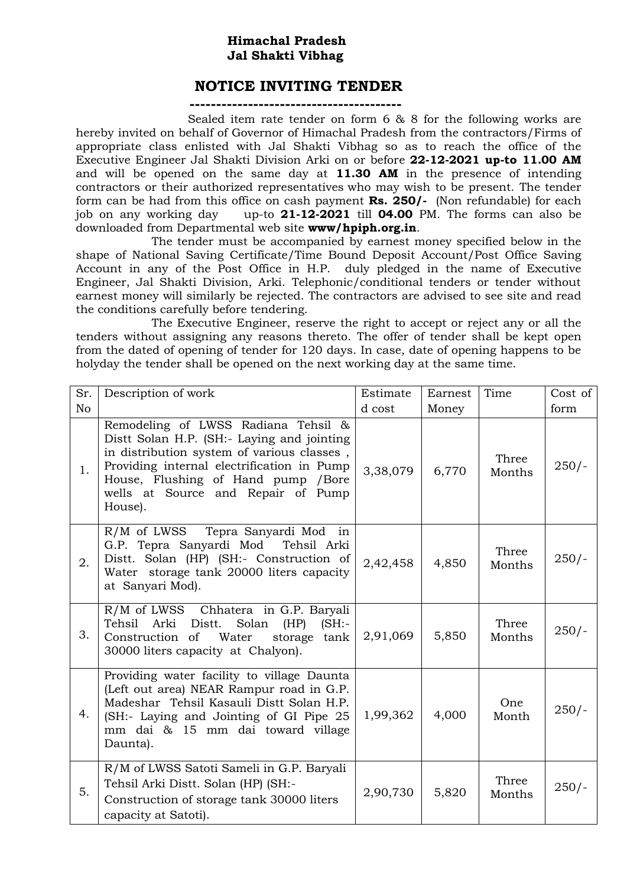**Himachal Pradesh**
**Jal Shakti Vibhag**

# NOTICE INVITING TENDER

----------------------------------------

Sealed item rate tender on form 6 & 8 for the following works are hereby invited on behalf of Governor of Himachal Pradesh from the contractors/Firms of appropriate class enlisted with Jal Shakti Vibhag so as to reach the office of the Executive Engineer Jal Shakti Division Arki on or before **22-12-2021 up-to 11.00 AM** and will be opened on the same day at **11.30 AM** in the presence of intending contractors or their authorized representatives who may wish to be present. The tender form can be had from this office on cash payment **Rs. 250/-** (Non refundable) for each job on any working day up-to **21-12-2021** till **04.00** PM. The forms can also be downloaded from Departmental web site **www/hpiph.org.in**.

The tender must be accompanied by earnest money specified below in the shape of National Saving Certificate/Time Bound Deposit Account/Post Office Saving Account in any of the Post Office in H.P. duly pledged in the name of Executive Engineer, Jal Shakti Division, Arki. Telephonic/conditional tenders or tender without earnest money will similarly be rejected. The contractors are advised to see site and read the conditions carefully before tendering.

The Executive Engineer, reserve the right to accept or reject any or all the tenders without assigning any reasons thereto. The offer of tender shall be kept open from the dated of opening of tender for 120 days. In case, date of opening happens to be holyday the tender shall be opened on the next working day at the same time.

| Sr. No | Description of work | Estimated cost | Earnest Money | Time | Cost of form |
|---|---|---|---|---|---|
| 1. | Remodeling of LWSS Radiana Tehsil & Distt Solan H.P. (SH:- Laying and jointing in distribution system of various classes , Providing internal electrification in Pump House, Flushing of Hand pump /Bore wells at Source and Repair of Pump House). | 3,38,079 | 6,770 | Three Months | 250/- |
| 2. | R/M of LWSS Tepra Sanyardi Mod in G.P. Tepra Sanyardi Mod Tehsil Arki Distt. Solan (HP) (SH:- Construction of Water storage tank 20000 liters capacity at Sanyari Mod). | 2,42,458 | 4,850 | Three Months | 250/- |
| 3. | R/M of LWSS Chhatera in G.P. Baryali Tehsil Arki Distt. Solan (HP) (SH:- Construction of Water storage tank 30000 liters capacity at Chalyon). | 2,91,069 | 5,850 | Three Months | 250/- |
| 4. | Providing water facility to village Daunta (Left out area) NEAR Rampur road in G.P. Madeshar Tehsil Kasauli Distt Solan H.P. (SH:- Laying and Jointing of GI Pipe 25 mm dai & 15 mm dai toward village Daunta). | 1,99,362 | 4,000 | One Month | 250/- |
| 5. | R/M of LWSS Satoti Sameli in G.P. Baryali Tehsil Arki Distt. Solan (HP) (SH:- Construction of storage tank 30000 liters capacity at Satoti). | 2,90,730 | 5,820 | Three Months | 250/- |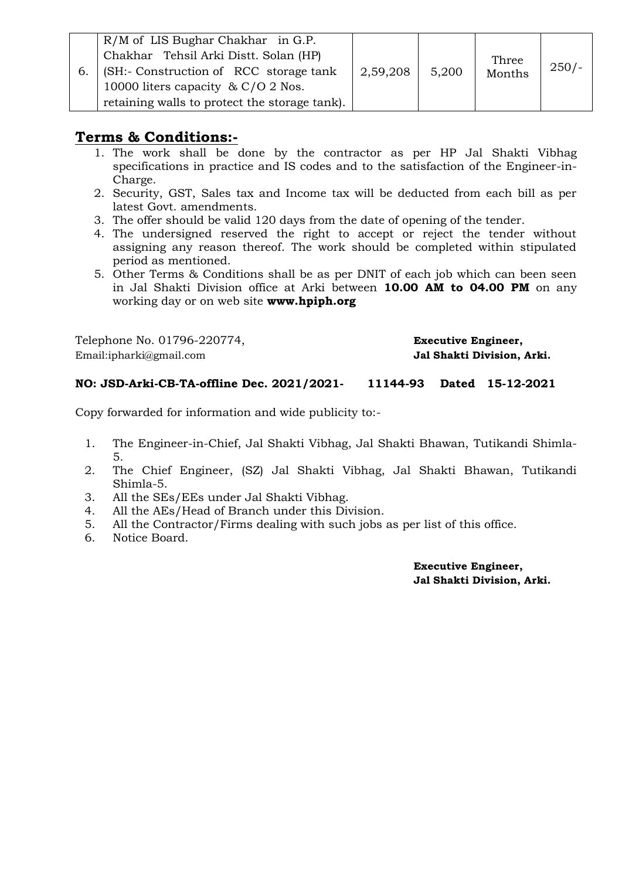| | | | | | |
|---|---|---|---|---|---|
| 6. | R/M of LIS Bughar Chakhar in G.P. Chakhar Tehsil Arki Distt. Solan (HP) (SH:- Construction of RCC storage tank 10000 liters capacity & C/O 2 Nos. retaining walls to protect the storage tank). | 2,59,208 | 5,200 | Three Months | 250/- |

## Terms & Conditions:-

1. The work shall be done by the contractor as per HP Jal Shakti Vibhag specifications in practice and IS codes and to the satisfaction of the Engineer-in-Charge.
2. Security, GST, Sales tax and Income tax will be deducted from each bill as per latest Govt. amendments.
3. The offer should be valid 120 days from the date of opening of the tender.
4. The undersigned reserved the right to accept or reject the tender without assigning any reason thereof. The work should be completed within stipulated period as mentioned.
5. Other Terms & Conditions shall be as per DNIT of each job which can been seen in Jal Shakti Division office at Arki between **10.00 AM to 04.00 PM** on any working day or on web site **www.hpiph.org**

Telephone No. 01796-220774,
Email:ipharki@gmail.com

**Executive Engineer,**
**Jal Shakti Division, Arki.**

**NO: JSD-Arki-CB-TA-offline Dec. 2021/2021- 11144-93 Dated 15-12-2021**

Copy forwarded for information and wide publicity to:-

1. The Engineer-in-Chief, Jal Shakti Vibhag, Jal Shakti Bhawan, Tutikandi Shimla-5.
2. The Chief Engineer, (SZ) Jal Shakti Vibhag, Jal Shakti Bhawan, Tutikandi Shimla-5.
3. All the SEs/EEs under Jal Shakti Vibhag.
4. All the AEs/Head of Branch under this Division.
5. All the Contractor/Firms dealing with such jobs as per list of this office.
6. Notice Board.

**Executive Engineer,**
**Jal Shakti Division, Arki.**